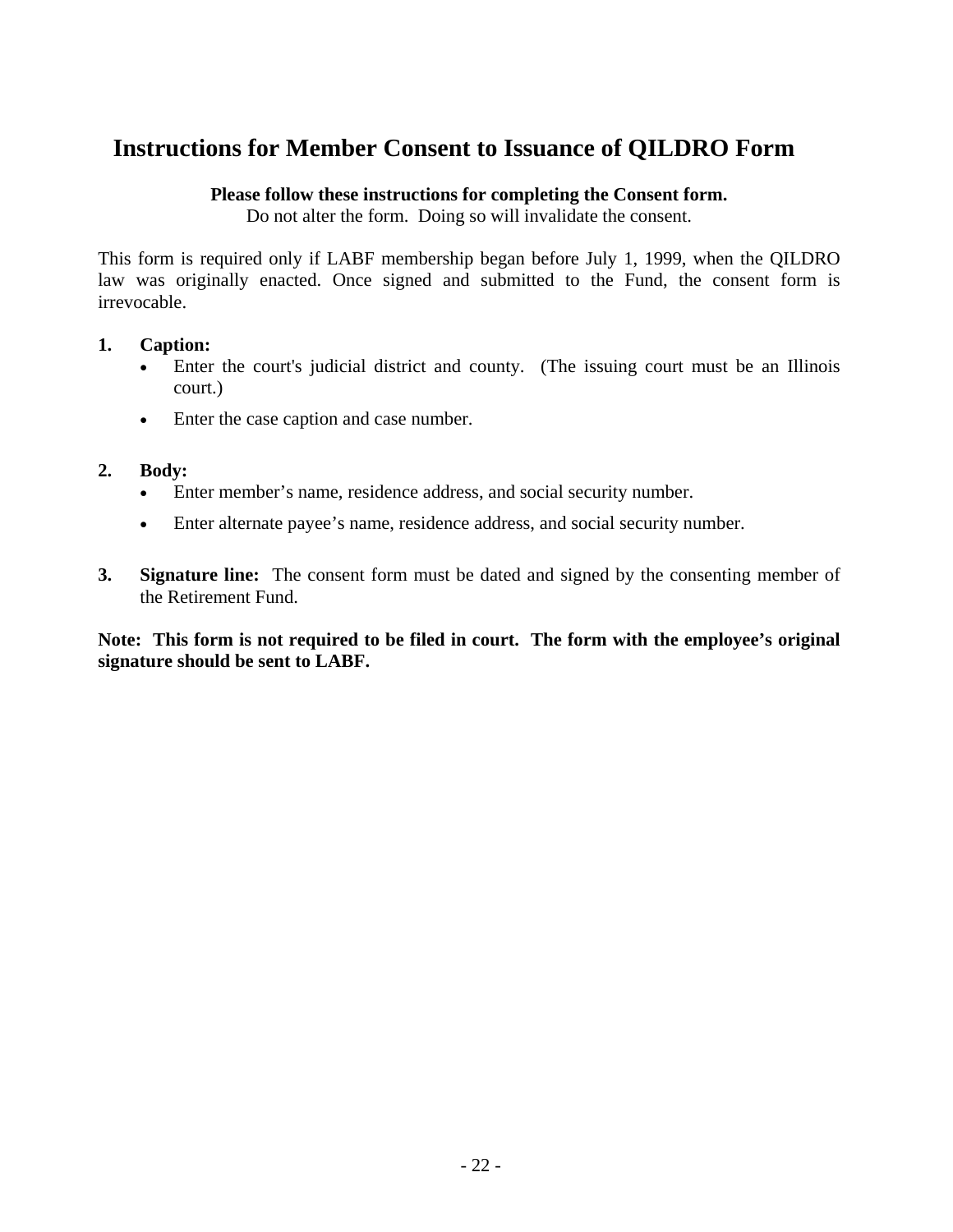# Instructions for Member Consent to Issuance of QILDRO Form

**Please follow these instructions for completing the Consent form.**

Do not alter the form. Doing so will invalidate the consent.

This form is required only if LABF membership began before July 1, 1999, when the QILDRO law was originally enacted. Once signed and submitted to the Fund, the consent form is irrevocable.

1. **Caption:**
   - Enter the court's judicial district and county. (The issuing court must be an Illinois court.)
   - Enter the case caption and case number.

2. **Body:**
   - Enter member's name, residence address, and social security number.
   - Enter alternate payee's name, residence address, and social security number.

3. **Signature line:** The consent form must be dated and signed by the consenting member of the Retirement Fund.

**Note: This form is not required to be filed in court. The form with the employee's original signature should be sent to LABF.**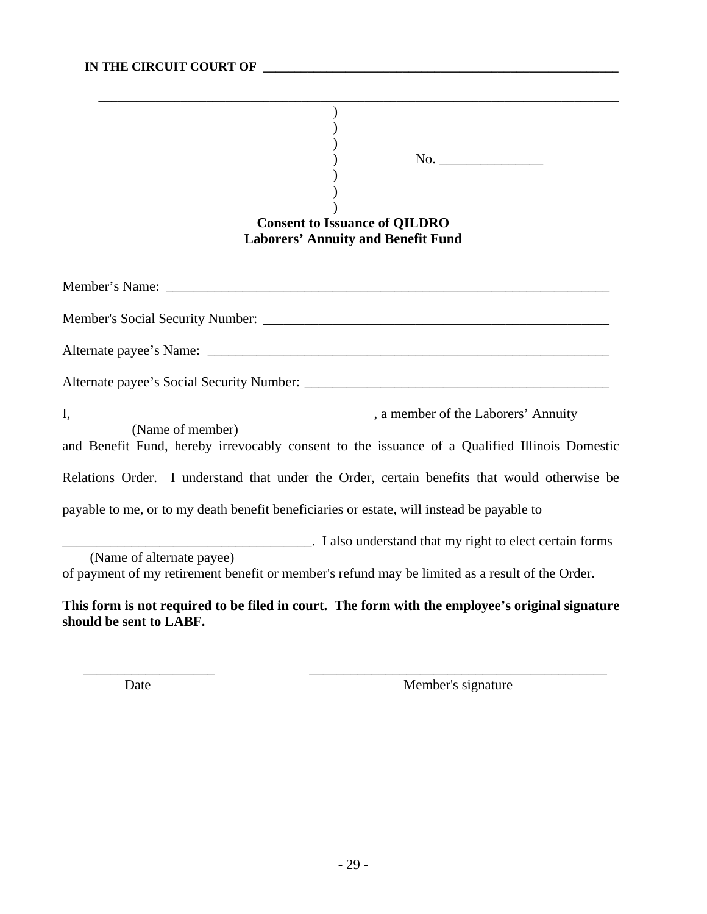**IN THE CIRCUIT COURT OF \_\_\_\_\_\_\_\_\_\_\_\_\_\_\_\_\_\_\_\_\_\_\_\_\_\_\_\_\_\_\_\_\_\_\_\_\_\_\_\_\_\_\_\_\_\_\_\_\_\_\_\_\_\_**

**\_\_\_\_\_\_\_\_\_\_\_\_\_\_\_\_\_\_\_\_\_\_\_\_\_\_\_\_\_\_\_\_\_\_\_\_\_\_\_\_\_\_\_\_\_\_\_\_\_\_\_\_\_\_\_\_\_\_\_\_\_\_\_\_\_\_\_\_\_\_\_\_\_\_\_\_**

)
)
)
) No. \_\_\_\_\_\_\_\_\_\_\_\_\_\_\_
)
)
)

**Consent to Issuance of QILDRO**
**Laborers' Annuity and Benefit Fund**

Member's Name: \_\_\_\_\_\_\_\_\_\_\_\_\_\_\_\_\_\_\_\_\_\_\_\_\_\_\_\_\_\_\_\_\_\_\_\_\_\_\_\_\_\_\_\_\_\_\_\_\_\_\_\_\_\_\_\_\_\_\_\_\_\_\_\_

Member's Social Security Number: \_\_\_\_\_\_\_\_\_\_\_\_\_\_\_\_\_\_\_\_\_\_\_\_\_\_\_\_\_\_\_\_\_\_\_\_\_\_\_\_\_\_\_\_\_\_\_\_\_\_

Alternate payee's Name: \_\_\_\_\_\_\_\_\_\_\_\_\_\_\_\_\_\_\_\_\_\_\_\_\_\_\_\_\_\_\_\_\_\_\_\_\_\_\_\_\_\_\_\_\_\_\_\_\_\_\_\_\_\_\_\_\_\_

Alternate payee's Social Security Number: \_\_\_\_\_\_\_\_\_\_\_\_\_\_\_\_\_\_\_\_\_\_\_\_\_\_\_\_\_\_\_\_\_\_\_\_\_\_\_\_\_\_\_\_

I, \_\_\_\_\_\_\_\_\_\_\_\_\_\_\_\_\_\_\_\_\_\_\_\_\_\_\_\_\_\_\_\_\_\_\_\_\_\_\_\_\_\_\_\_, a member of the Laborers' Annuity
(Name of member)
and Benefit Fund, hereby irrevocably consent to the issuance of a Qualified Illinois Domestic Relations Order. I understand that under the Order, certain benefits that would otherwise be payable to me, or to my death benefit beneficiaries or estate, will instead be payable to

\_\_\_\_\_\_\_\_\_\_\_\_\_\_\_\_\_\_\_\_\_\_\_\_\_\_\_\_\_\_\_\_\_\_\_\_\_. I also understand that my right to elect certain forms
(Name of alternate payee)
of payment of my retirement benefit or member's refund may be limited as a result of the Order.

**This form is not required to be filed in court. The form with the employee's original signature should be sent to LABF.**

\_\_\_\_\_\_\_\_\_\_\_\_\_\_\_\_\_\_\_ \_\_\_\_\_\_\_\_\_\_\_\_\_\_\_\_\_\_\_\_\_\_\_\_\_\_\_\_\_\_\_\_\_\_\_\_\_\_\_\_\_\_
Date Member's signature